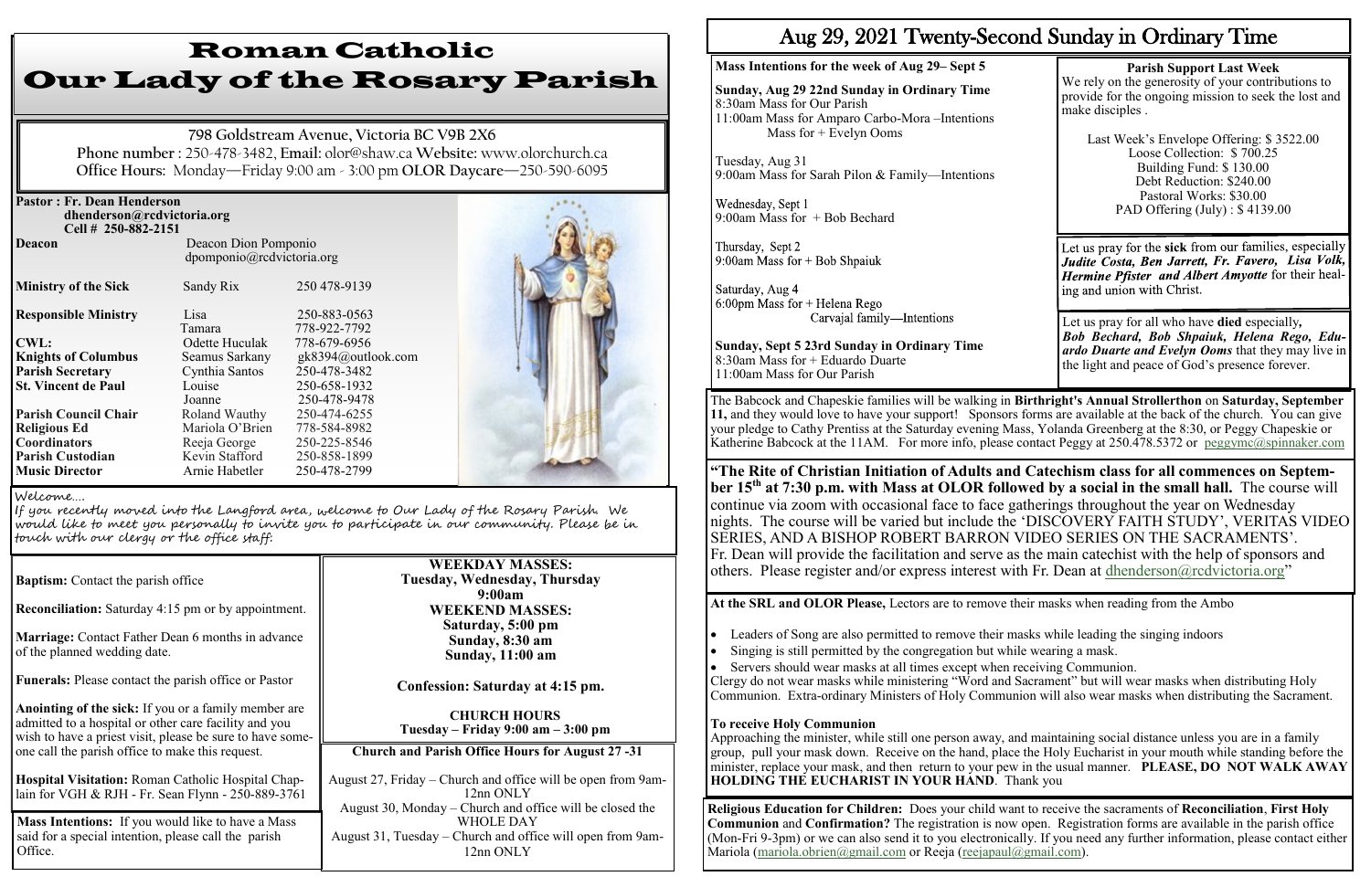# Roman Catholic Our Lady of the Rosary Parish

798 Goldstream Avenue, Victoria BC V9B 2X6

**Phone number** : 250-478-3482, **Email:** olor@shaw.ca **Website:** www.olorchurch.ca

**Office Hours**: Monday—Friday 9:00 am - 3:00 pm **OLOR Daycare**—250-590-6095

**Pastor : Fr. Dean Henderson**
**dhenderson@rcdvictoria.org**
**Cell # 250-882-2151**

| | | |
|---|---|---|
| **Deacon** | Deacon Dion Pomponio dpomponio@rcdvictoria.org | |
| **Ministry of the Sick** | Sandy Rix | 250 478-9139 |
| **Responsible Ministry** | Lisa | 250-883-0563 |
| | Tamara | 778-922-7792 |
| **CWL:** | Odette Huculak | 778-679-6956 |
| **Knights of Columbus** | Seamus Sarkany | gk8394@outlook.com |
| **Parish Secretary** | Cynthia Santos | 250-478-3482 |
| **St. Vincent de Paul** | Louise | 250-658-1932 |
| | Joanne | 250-478-9478 |
| **Parish Council Chair** | Roland Wauthy | 250-474-6255 |
| **Religious Ed Coordinators** | Mariola O'Brien | 778-584-8982 |
| | Reeja George | 250-225-8546 |
| **Parish Custodian** | Kevin Stafford | 250-858-1899 |
| **Music Director** | Arnie Habetler | 250-478-2799 |

Welcome....
If you recently moved into the Langford area, welcome to Our Lady of the Rosary Parish. We would like to meet you personally to invite you to participate in our community. Please be in touch with our clergy or the office staff:

**Baptism:** Contact the parish office

**Reconciliation:** Saturday 4:15 pm or by appointment.

**Marriage:** Contact Father Dean 6 months in advance of the planned wedding date.

**Funerals:** Please contact the parish office or Pastor

**Anointing of the sick:** If you or a family member are admitted to a hospital or other care facility and you wish to have a priest visit, please be sure to have someone call the parish office to make this request.

**Hospital Visitation:** Roman Catholic Hospital Chaplain for VGH & RJH - Fr. Sean Flynn - 250-889-3761

**Mass Intentions:** If you would like to have a Mass said for a special intention, please call the parish Office.

**WEEKDAY MASSES:**
**Tuesday, Wednesday, Thursday**
**9:00am**
**WEEKEND MASSES:**
**Saturday, 5:00 pm**
**Sunday, 8:30 am**
**Sunday, 11:00 am**

**Confession: Saturday at 4:15 pm.**

**CHURCH HOURS**
**Tuesday – Friday 9:00 am – 3:00 pm**

**Church and Parish Office Hours for August 27 -31**

August 27, Friday – Church and office will be open from 9am-12nn ONLY
August 30, Monday – Church and office will be closed the WHOLE DAY
August 31, Tuesday – Church and office will open from 9am-12nn ONLY

# Aug 29, 2021 Twenty-Second Sunday in Ordinary Time

**Mass Intentions for the week of Aug 29– Sept 5**

**Sunday, Aug 29 22nd Sunday in Ordinary Time**
8:30am Mass for Our Parish
11:00am Mass for Amparo Carbo-Mora –Intentions
Mass for + Evelyn Ooms

Tuesday, Aug 31
9:00am Mass for Sarah Pilon & Family—Intentions

Wednesday, Sept 1
9:00am Mass for + Bob Bechard

Thursday, Sept 2
9:00am Mass for + Bob Shpaiuk

Saturday, Aug 4
6:00pm Mass for + Helena Rego
Carvajal family—Intentions

**Sunday, Sept 5 23rd Sunday in Ordinary Time**
8:30am Mass for + Eduardo Duarte
11:00am Mass for Our Parish

**Parish Support Last Week**
We rely on the generosity of your contributions to provide for the ongoing mission to seek the lost and make disciples .

Last Week's Envelope Offering: $ 3522.00
Loose Collection: $ 700.25
Building Fund: $ 130.00
Debt Reduction: $240.00
Pastoral Works: $30.00
PAD Offering (July) : $ 4139.00

Let us pray for the **sick** from our families, especially ***Judite Costa, Ben Jarrett, Fr. Favero, Lisa Volk, Hermine Pfister and Albert Amyotte*** for their healing and union with Christ.

Let us pray for all who have **died** especially, ***Bob Bechard, Bob Shpaiuk, Helena Rego, Eduardo Duarte and Evelyn Ooms*** that they may live in the light and peace of God's presence forever.

The Babcock and Chapeskie families will be walking in **Birthright's Annual Strollerthon** on **Saturday, September 11,** and they would love to have your support! Sponsors forms are available at the back of the church. You can give your pledge to Cathy Prentiss at the Saturday evening Mass, Yolanda Greenberg at the 8:30, or Peggy Chapeskie or Katherine Babcock at the 11AM. For more info, please contact Peggy at 250.478.5372 or peggymc@spinnaker.com

**"The Rite of Christian Initiation of Adults and Catechism class for all commences on September 15th at 7:30 p.m. with Mass at OLOR followed by a social in the small hall.** The course will continue via zoom with occasional face to face gatherings throughout the year on Wednesday nights. The course will be varied but include the 'DISCOVERY FAITH STUDY', VERITAS VIDEO SERIES, AND A BISHOP ROBERT BARRON VIDEO SERIES ON THE SACRAMENTS'. Fr. Dean will provide the facilitation and serve as the main catechist with the help of sponsors and others. Please register and/or express interest with Fr. Dean at dhenderson@rcdvictoria.org"

**At the SRL and OLOR Please,** Lectors are to remove their masks when reading from the Ambo

- Leaders of Song are also permitted to remove their masks while leading the singing indoors
- Singing is still permitted by the congregation but while wearing a mask.
- Servers should wear masks at all times except when receiving Communion.

Clergy do not wear masks while ministering "Word and Sacrament" but will wear masks when distributing Holy Communion. Extra-ordinary Ministers of Holy Communion will also wear masks when distributing the Sacrament.

**To receive Holy Communion**
Approaching the minister, while still one person away, and maintaining social distance unless you are in a family group, pull your mask down. Receive on the hand, place the Holy Eucharist in your mouth while standing before the minister, replace your mask, and then return to your pew in the usual manner. **PLEASE, DO NOT WALK AWAY HOLDING THE EUCHARIST IN YOUR HAND**. Thank you

**Religious Education for Children:** Does your child want to receive the sacraments of **Reconciliation**, **First Holy Communion** and **Confirmation?** The registration is now open. Registration forms are available in the parish office (Mon-Fri 9-3pm) or we can also send it to you electronically. If you need any further information, please contact either Mariola (mariola.obrien@gmail.com or Reeja (reejapaul@gmail.com).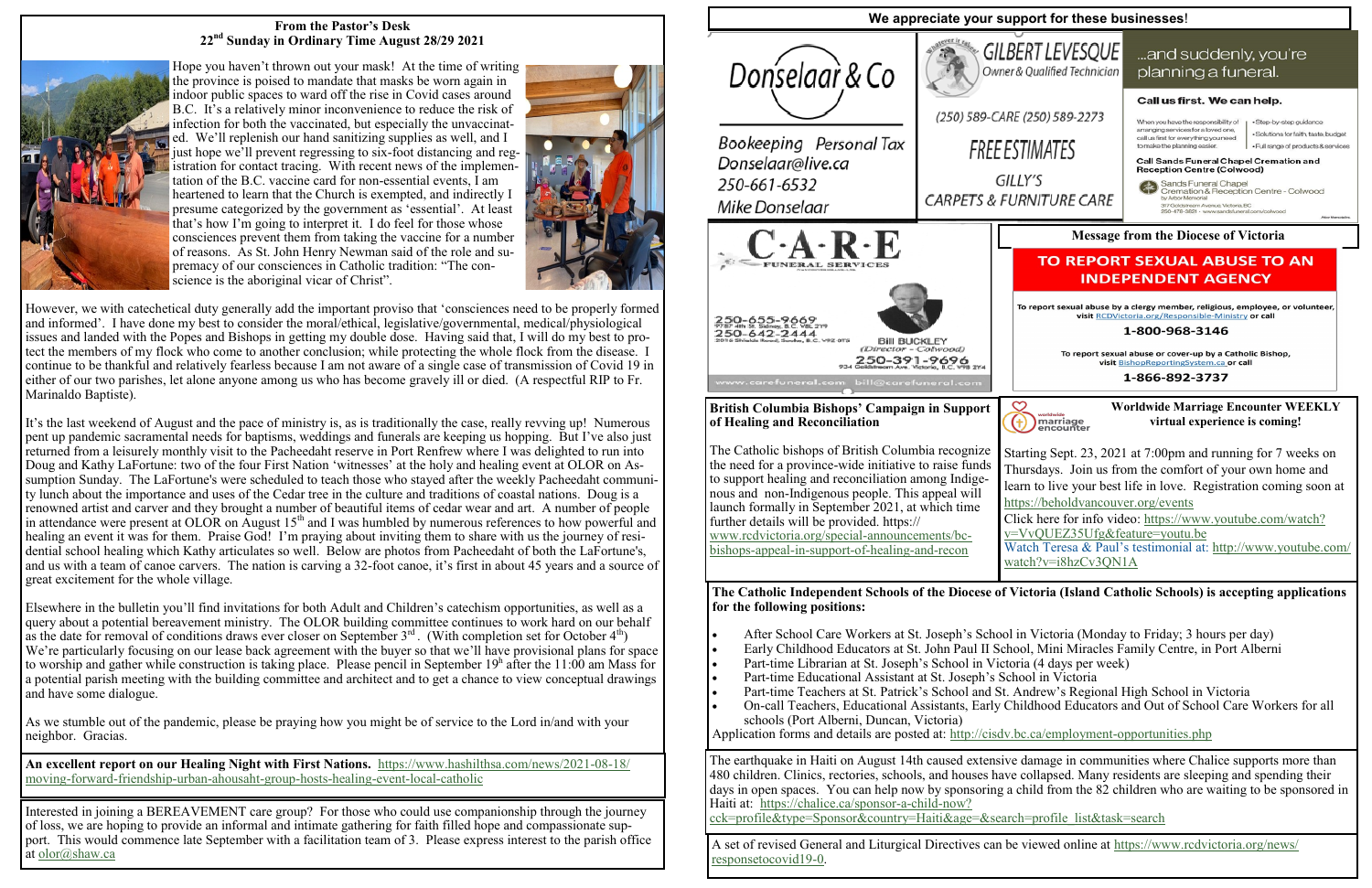## From the Pastor's Desk

### 22nd Sunday in Ordinary Time August 28/29 2021

Hope you haven't thrown out your mask! At the time of writing the province is poised to mandate that the risk be worn again in indoor public spaces to ward off the rise in Covid cases around B.C. It's a relatively minor inconvenience to reduce the risk of infection for both the vaccinated, but especially the unvaccinated. We'll replenish our hand sanitizing supplies as well, and I just hope we'll prevent regressing to six-foot distancing and registration for contact tracing. With recent news of the implementation of the B.C. vaccine card for non-essential events, I am heartened to learn that the Church is exempted, and indirectly I presume categorized by the government as 'essential'. At least that's how I'm going to interpret it. I do feel for those whose consciences prevent them from taking the vaccine for a number of reasons. As St. John Henry Newman said of the role and supremacy of our consciences in Catholic tradition: "The conscience is the aboriginal vicar of Christ".

However, we with catechetical duty generally add the important proviso that 'consciences need to be properly formed and informed'. I have done my best to consider the moral/ethical, legislative/governmental, medical/physiological issues and landed with the Popes and Bishops in getting my double dose. Having said that, I will do my best to protect the members of my flock who come to another conclusion; while protecting the whole flock from the disease. I continue to be thankful and relatively fearless because I am not aware of a single case of transmission of Covid 19 in either of our two parishes, let alone anyone among us who has become gravely ill or died. (A respectful RIP to Fr. Marinaldo Baptiste).

It's the last weekend of August and the pace of ministry is, as is traditionally the case, really revving up! Numerous pent up pandemic sacramental needs for baptisms, weddings and funerals are keeping us hopping. But I've also just returned from a leisurely monthly visit to the Pacheedaht reserve in Port Renfrew where I was delighted to run into Doug and Kathy LaFortune: two of the four First Nation 'witnesses' at the holy and healing event at OLOR on Assumption Sunday. The LaFortune's were scheduled to teach those who stayed after the weekly Pacheedaht community lunch about the importance and uses of the Cedar tree in the culture and traditions of coastal nations. Doug is a renowned artist and carver and they brought a number of beautiful items of cedar wear and art. A number of people in attendance were present at OLOR on August 15th and I was humbled by numerous references to how powerful and healing an event it was for them. Praise God! I'm praying about inviting them to share with us the journey of residential school healing which Kathy articulates so well. Below are photos from Pacheedaht of both the LaFortune's, and us with a team of canoe carvers. The nation is carving a 32-foot canoe, it's first in about 45 years and a source of great excitement for the whole village.

Elsewhere in the bulletin you'll find invitations for both Adult and Children's catechism opportunities, as well as a query about a potential bereavement ministry. The OLOR building committee continues to work hard on our behalf as the date for removal of conditions draws ever closer on September 3rd. (With completion set for October 4th) We're particularly focusing on our lease back agreement with the buyer so that we'll have provisional plans for space to worship and gather while construction is taking place. Please pencil in September 19h after the 11:00 am Mass for a potential parish meeting with the building committee and architect and to get a chance to view conceptual drawings and have some dialogue.

As we stumble out of the pandemic, please be praying how you might be of service to the Lord in/and with your neighbor. Gracias.

**An excellent report on our Healing Night with First Nations.** https://www.hashilthsa.com/news/2021-08-18/moving-forward-friendship-urban-ahousaht-group-hosts-healing-event-local-catholic

Interested in joining a BEREAVEMENT care group? For those who could use companionship through the journey of loss, we are hoping to provide an informal and intimate gathering for faith filled hope and compassionate support. This would commence late September with a facilitation team of 3. Please express interest to the parish office at olor@shaw.ca

## We appreciate your support for these businesses!

Donselaar & Co
Bookeeping Personal Tax
Donselaar@live.ca
250-661-6532
Mike Donselaar

GILBERT LEVESQUE
Owner & Qualified Technician
(250) 589-CARE (250) 589-2273
FREE ESTIMATES
GILLY'S
CARPETS & FURNITURE CARE

...and suddenly, you're planning a funeral.
Call us first. We can help.
When you have the responsibility of arranging services for a loved one, call us first for everything you need to make the planning easier.
- Step-by-step guidance
- Solutions for faith, taste, budget
- Full range of products & services
Call Sands Funeral Chapel Cremation and Reception Centre (Colwood)
Sands Funeral Chapel Cremation & Reception Centre - Colwood
by Arbor Memorial
317 Goldstream Avenue, Victoria, BC
250-478-3821 · www.sandsfuneral.com/colwood

C·A·R·E FUNERAL SERVICES
250-655-9669
9787 4th St. Sidney, B.C. V8L 2Y9
250-642-2444
2016 Shields Road, Sooke, B.C. V9Z 0T5
Bill BUCKLEY
(Director - Colwood)
250-391-9696
934 Goldstream Ave. Victoria, B.C. V9B 2Y4
www.carefuneral.com bill@carefuneral.com

## Message from the Diocese of Victoria

**TO REPORT SEXUAL ABUSE TO AN INDEPENDENT AGENCY**

To report sexual abuse by a clergy member, religious, employee, or volunteer, visit RCDVictoria.org/Responsible-Ministry or call

**1-800-968-3146**

To report sexual abuse or cover-up by a Catholic Bishop, visit BishopReportingSystem.ca or call

**1-866-892-3737**

## British Columbia Bishops' Campaign in Support of Healing and Reconciliation

The Catholic bishops of British Columbia recognize the need for a province-wide initiative to raise funds to support healing and reconciliation among Indigenous and non-Indigenous people. This appeal will launch formally in September 2021, at which time further details will be provided. https://www.rcdvictoria.org/special-announcements/bc-bishops-appeal-in-support-of-healing-and-recon

## Worldwide Marriage Encounter WEEKLY virtual experience is coming!

Starting Sept. 23, 2021 at 7:00pm and running for 7 weeks on Thursdays. Join us from the comfort of your own home and learn to live your best life in love. Registration coming soon at https://beholdvancouver.org/events

Click here for info video: https://www.youtube.com/watch?v=VvQUEZ35Ufg&feature=youtu.be

Watch Teresa & Paul's testimonial at: http://www.youtube.com/watch?v=i8hzCv3QN1A

**The Catholic Independent Schools of the Diocese of Victoria (Island Catholic Schools) is accepting applications for the following positions:**

- After School Care Workers at St. Joseph's School in Victoria (Monday to Friday; 3 hours per day)
- Early Childhood Educators at St. John Paul II School, Mini Miracles Family Centre, in Port Alberni
- Part-time Librarian at St. Joseph's School in Victoria (4 days per week)
- Part-time Educational Assistant at St. Joseph's School in Victoria
- Part-time Teachers at St. Patrick's School and St. Andrew's Regional High School in Victoria
- On-call Teachers, Educational Assistants, Early Childhood Educators and Out of School Care Workers for all schools (Port Alberni, Duncan, Victoria)

Application forms and details are posted at: http://cisdv.bc.ca/employment-opportunities.php

The earthquake in Haiti on August 14th caused extensive damage in communities where Chalice supports more than 480 children. Clinics, rectories, schools, and houses have collapsed. Many residents are sleeping and spending their days in open spaces. You can help now by sponsoring a child from the 82 children who are waiting to be sponsored in Haiti at: https://chalice.ca/sponsor-a-child-now?cck=profile&type=Sponsor&country=Haiti&age=&search=profile_list&task=search

A set of revised General and Liturgical Directives can be viewed online at https://www.rcdvictoria.org/news/responsetocovid19-0.